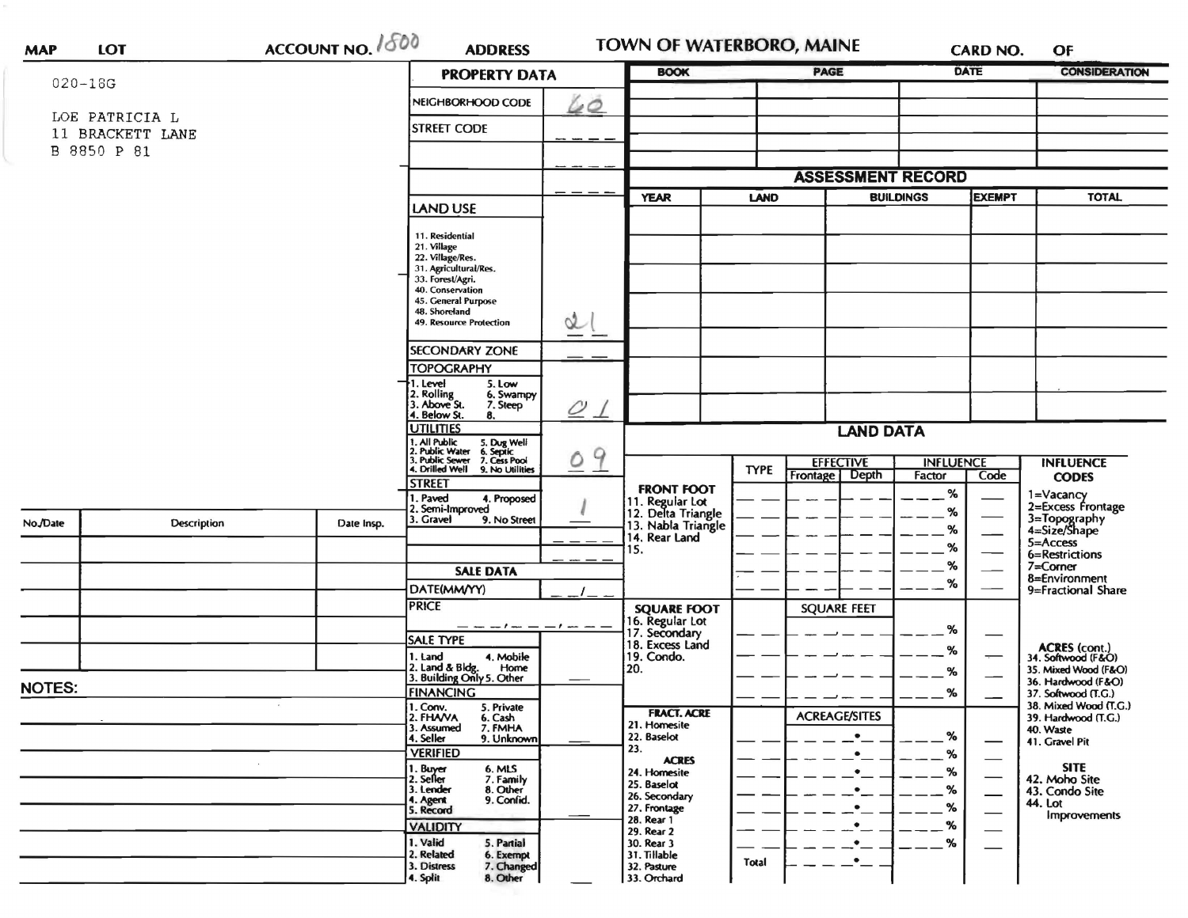**MAP** | **LOT** | **ACCOUNT NO.** 1800 | **ADDRESS** | **TOWN OF WATERBORO, MAINE** | **CARD NO.** | **OF**

020-18G

LOE PATRICIA L
11 BRACKETT LANE
B 8850 P 81

## PROPERTY DATA

| | |
|---|---|
| NEIGHBORHOOD CODE | 60 |
| STREET CODE | |
| LAND USE | 21 |
| SECONDARY ZONE | |
| TOPOGRAPHY | 01 |
| UTILITIES | 09 |
| STREET | 1 |

LAND USE: 11. Residential, 21. Village, 22. Village/Res., 31. Agricultural/Res., 33. Forest/Agri., 40. Conservation, 45. General Purpose, 48. Shoreland, 49. Resource Protection

TOPOGRAPHY: 1. Level, 2. Rolling, 3. Above St., 4. Below St., 5. Low, 6. Swampy, 7. Steep, 8.

UTILITIES: 1. All Public, 2. Public Water, 3. Public Sewer, 4. Drilled Well, 5. Dug Well, 6. Septic, 7. Cess Pool, 9. No Utilities

STREET: 1. Paved, 2. Semi-Improved, 3. Gravel, 4. Proposed, 9. No Street

## SALE DATA

| | |
|---|---|
| DATE(MM/YY) | |
| PRICE | |
| SALE TYPE | |
| FINANCING | |
| VERIFIED | |
| VALIDITY | |

SALE TYPE: 1. Land, 2. Land & Bldg., 3. Building Only, 4. Mobile Home, 5. Other

FINANCING: 1. Conv., 2. FHA/VA, 3. Assumed, 4. Seller, 5. Private, 6. Cash, 7. FMHA, 9. Unknown

VERIFIED: 1. Buyer, 2. Seller, 3. Lender, 4. Agent, 5. Record, 6. MLS, 7. Family, 8. Other, 9. Confid.

VALIDITY: 1. Valid, 2. Related, 3. Distress, 4. Split, 5. Partial, 6. Exempt, 7. Changed, 8. Other

| BOOK | PAGE | DATE | CONSIDERATION |
|---|---|---|---|
| | | | |
| | | | |
| | | | |
| | | | |

## ASSESSMENT RECORD

| YEAR | LAND | BUILDINGS | EXEMPT | TOTAL |
|---|---|---|---|---|
| | | | | |
| | | | | |
| | | | | |
| | | | | |
| | | | | |
| | | | | |
| | | | | |

## LAND DATA

| | TYPE | EFFECTIVE Frontage | EFFECTIVE Depth | INFLUENCE Factor | INFLUENCE Code |
|---|---|---|---|---|---|
| **FRONT FOOT** 11. Regular Lot, 12. Delta Triangle, 13. Nabla Triangle, 14. Rear Land, 15. | | | | % | |
| **SQUARE FOOT** 16. Regular Lot, 17. Secondary, 18. Excess Land, 19. Condo., 20. | | SQUARE FEET | | % | |
| **FRACT. ACRE** 21. Homesite, 22. Baselot, 23. **ACRES** 24. Homesite, 25. Baselot, 26. Secondary, 27. Frontage, 28. Rear 1, 29. Rear 2, 30. Rear 3, 31. Tillable, 32. Pasture, 33. Orchard | Total | ACREAGE/SITES | | % | |

**INFLUENCE CODES**
1=Vacancy
2=Excess Frontage
3=Topography
4=Size/Shape
5=Access
6=Restrictions
7=Corner
8=Environment
9=Fractional Share

**ACRES (cont.)**
34. Softwood (F&O)
35. Mixed Wood (F&O)
36. Hardwood (F&O)
37. Softwood (T.G.)
38. Mixed Wood (T.G.)
39. Hardwood (T.G.)
40. Waste
41. Gravel Pit

**SITE**
42. Moho Site
43. Condo Site
44. Lot Improvements

| No./Date | Description | Date Insp. |
|---|---|---|
| | | |
| | | |
| | | |
| | | |
| | | |

**NOTES:**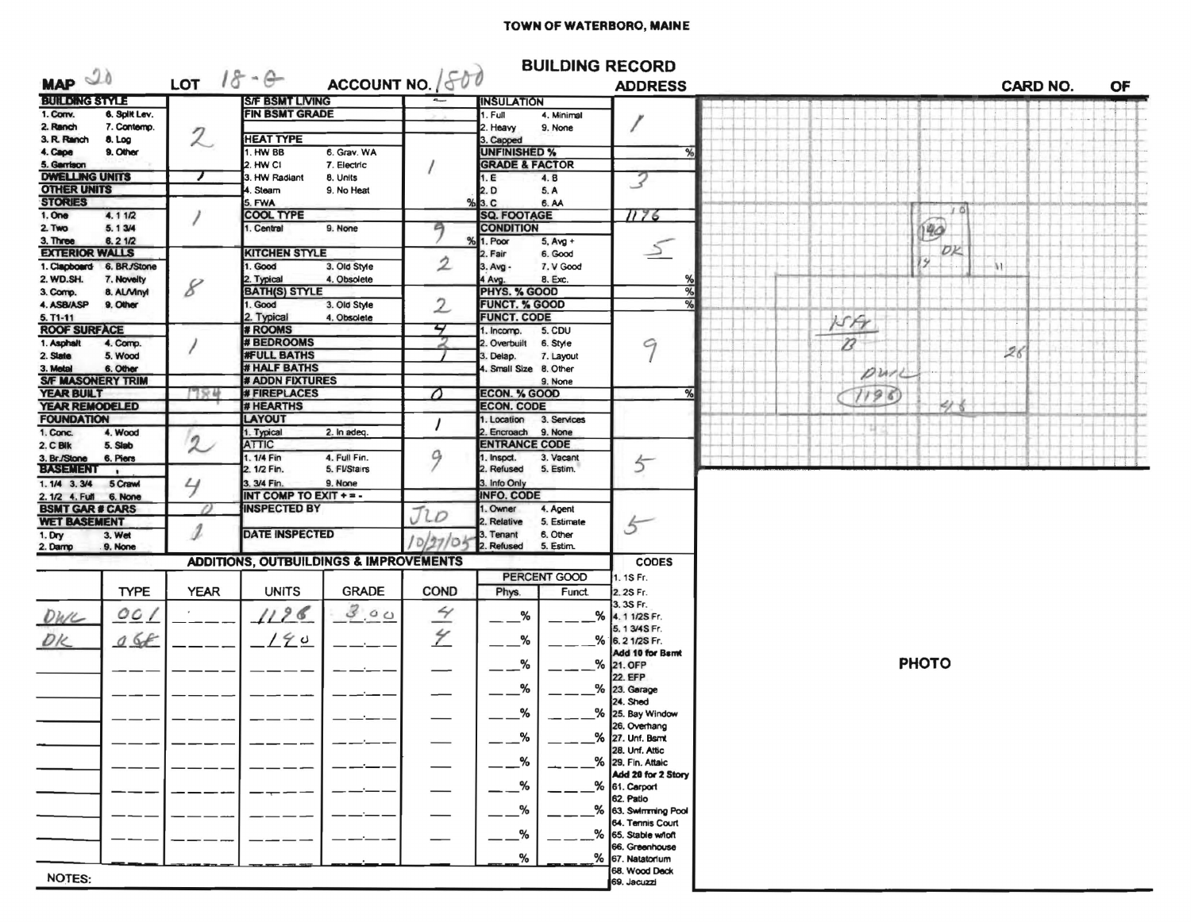# TOWN OF WATERBORO, MAINE

## BUILDING RECORD

**MAP** 20 **LOT** 18-0 **ACCOUNT NO.** 1500 **ADDRESS** **CARD NO.** **OF**

| | | | | | |
|---|---|---|---|---|---|
| **BUILDING STYLE** 1. Conv. 6. Split Lev. 2. Ranch 7. Contemp. 3. R. Ranch 8. Log 4. Cape 9. Other 5. Garrison | 2 | **S/F BSMT LIVING** | — | **INSULATION** 1. Full 4. Minimal 2. Heavy 9. None 3. Capped | 1 |
| **DWELLING UNITS** | 1 | **FIN BSMT GRADE** | | **UNFINISHED %** | % |
| **OTHER UNITS** | | **HEAT TYPE** 1. HW BB 6. Grav. WA 2. HW CI 7. Electric 3. HW Radiant 8. Units 4. Steam 9. No Heat 5. FWA | 1 | **GRADE & FACTOR** 1. E 4. B 2. D 5. A 3. C 6. AA | 3 % |
| **STORIES** 1. One 4. 1 1/2 2. Two 5. 1 3/4 3. Three 6. 2 1/2 | 1 | **COOL TYPE** 1. Central 9. None | 9 % | **SQ. FOOTAGE** | 1196 |
| **EXTERIOR WALLS** 1. Clapboard 6. BR./Stone 2. WD.SH. 7. Novelty 3. Comp. 8. AL/Vinyl 4. ASB/ASP 9. Other 5. T1-11 | 8 | **KITCHEN STYLE** 1. Good 3. Old Style 2. Typical 4. Obsolete | 2 | **CONDITION** 1. Poor 5. Avg + 2. Fair 6. Good 3. Avg - 7. V Good 4 Avg. 8. Exc. | 5 |
| | | **BATH(S) STYLE** 1. Good 3. Old Style 2. Typical 4. Obsolete | 2 | **PHYS. % GOOD** | % |
| | | | | **FUNCT. % GOOD** | % |
| **ROOF SURFACE** 1. Asphalt 4. Comp. 2. Slate 5. Wood 3. Metal 6. Other | 1 | **# ROOMS** | 4 | **FUNCT. CODE** 1. Incomp. 5. CDU 2. Overbuilt 6. Style 3. Delap. 7. Layout 4. Small Size 8. Other 9. None | 9 |
| | | **# BEDROOMS** | 2 | | |
| | | **#FULL BATHS** | 1 | | |
| | | **# HALF BATHS** | | | |
| **S/F MASONERY TRIM** | | **# ADDN FIXTURES** | | | |
| **YEAR BUILT** | 1984 | **# FIREPLACES** | 0 | **ECON. % GOOD** | % |
| **YEAR REMODELED** | | **# HEARTHS** | | **ECON. CODE** 1. Location 3. Services 2. Encroach 9. None | |
| **FOUNDATION** 1. Conc. 4. Wood 2. C Blk 5. Slab 3. Br./Stone 6. Piers | 2 | **LAYOUT** 1. Typical 2. In adeq. | 1 | | |
| **BASEMENT** 1. 1/4 3. 3/4 5 Crawl 2. 1/2 4. Full 6. None | 4 | **ATTIC** 1. 1/4 Fin 4. Full Fin. 2. 1/2 Fin. 5. Fl/Stairs 3. 3/4 Fin. 9. None | 9 | **ENTRANCE CODE** 1. Inspct. 3. Vacant 2. Refused 5. Estim. 3. Info Only | 5 |
| **BSMT GAR # CARS** | 0 | **INT COMP TO EXIT + = -** | | **INFO. CODE** 1. Owner 4. Agent 2. Relative 5. Estimate 3. Tenant 6. Other 2. Refused 5. Estim. | 5 |
| **WET BASEMENT** 1. Dry 3. Wet 2. Damp 9. None | 1 | **INSPECTED BY** | JLD | | |
| | | **DATE INSPECTED** | 10/27/05 | | |

### ADDITIONS, OUTBUILDINGS & IMPROVEMENTS

| | TYPE | YEAR | UNITS | GRADE | COND | PERCENT GOOD Phys. | Funct. |
|---|---|---|---|---|---|---|---|
| DWL | 001 | | 1196 | 3.00 | 4 | % | % |
| DK | 068 | | 140 | | 4 | % | % |
| | | | | | | % | % |
| | | | | | | % | % |
| | | | | | | % | % |
| | | | | | | % | % |
| | | | | | | % | % |
| | | | | | | % | % |
| | | | | | | % | % |
| | | | | | | % | % |
| | | | | | | % | % |

NOTES:

**CODES**
1. 1S Fr.
2. 2S Fr.
3. 3S Fr.
4. 1 1/2S Fr.
5. 1 3/4S Fr.
6. 2 1/2S Fr.

Add 10 for Bsmt

21. OFP
22. EFP
23. Garage
24. Shed
25. Bay Window
26. Overhang
27. Unf. Bsmt
28. Unf. Attic
29. Fin. Attaic

Add 20 for 2 Story

61. Carport
62. Patio
63. Swimming Pool
64. Tennis Court
65. Stable w/loft
66. Greenhouse
67. Natatorium
68. Wood Deck
69. Jacuzzi

Sketch: DK (140) 10 × 14; 1SFr B DWL (1196) 46 × 26

PHOTO